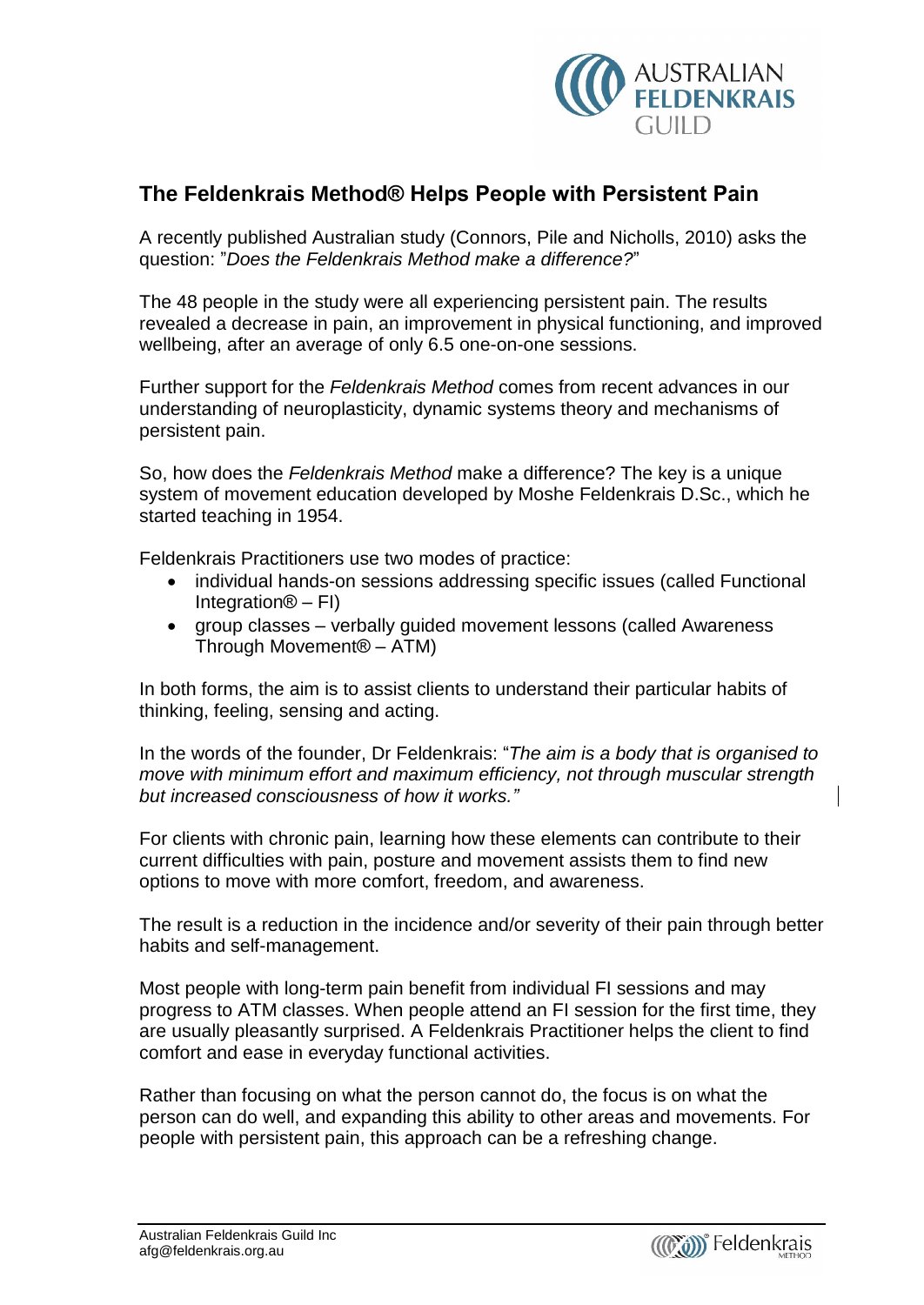# The Feldenkrais Method® Helps People with Persistent Pain

A recently published Australian study (Connors, Pile and Nicholls, 2010) asks the question: "*Does the Feldenkrais Method make a difference?*"

The 48 people in the study were all experiencing persistent pain. The results revealed a decrease in pain, an improvement in physical functioning, and improved wellbeing, after an average of only 6.5 one-on-one sessions.

Further support for the *Feldenkrais Method* comes from recent advances in our understanding of neuroplasticity, dynamic systems theory and mechanisms of persistent pain.

So, how does the *Feldenkrais Method* make a difference? The key is a unique system of movement education developed by Moshe Feldenkrais D.Sc., which he started teaching in 1954.

Feldenkrais Practitioners use two modes of practice:

- individual hands-on sessions addressing specific issues (called Functional Integration® – FI)
- group classes – verbally guided movement lessons (called Awareness Through Movement® – ATM)

In both forms, the aim is to assist clients to understand their particular habits of thinking, feeling, sensing and acting.

In the words of the founder, Dr Feldenkrais: "*The aim is a body that is organised to move with minimum effort and maximum efficiency, not through muscular strength but increased consciousness of how it works."*

For clients with chronic pain, learning how these elements can contribute to their current difficulties with pain, posture and movement assists them to find new options to move with more comfort, freedom, and awareness.

The result is a reduction in the incidence and/or severity of their pain through better habits and self-management.

Most people with long-term pain benefit from individual FI sessions and may progress to ATM classes. When people attend an FI session for the first time, they are usually pleasantly surprised. A Feldenkrais Practitioner helps the client to find comfort and ease in everyday functional activities.

Rather than focusing on what the person cannot do, the focus is on what the person can do well, and expanding this ability to other areas and movements. For people with persistent pain, this approach can be a refreshing change.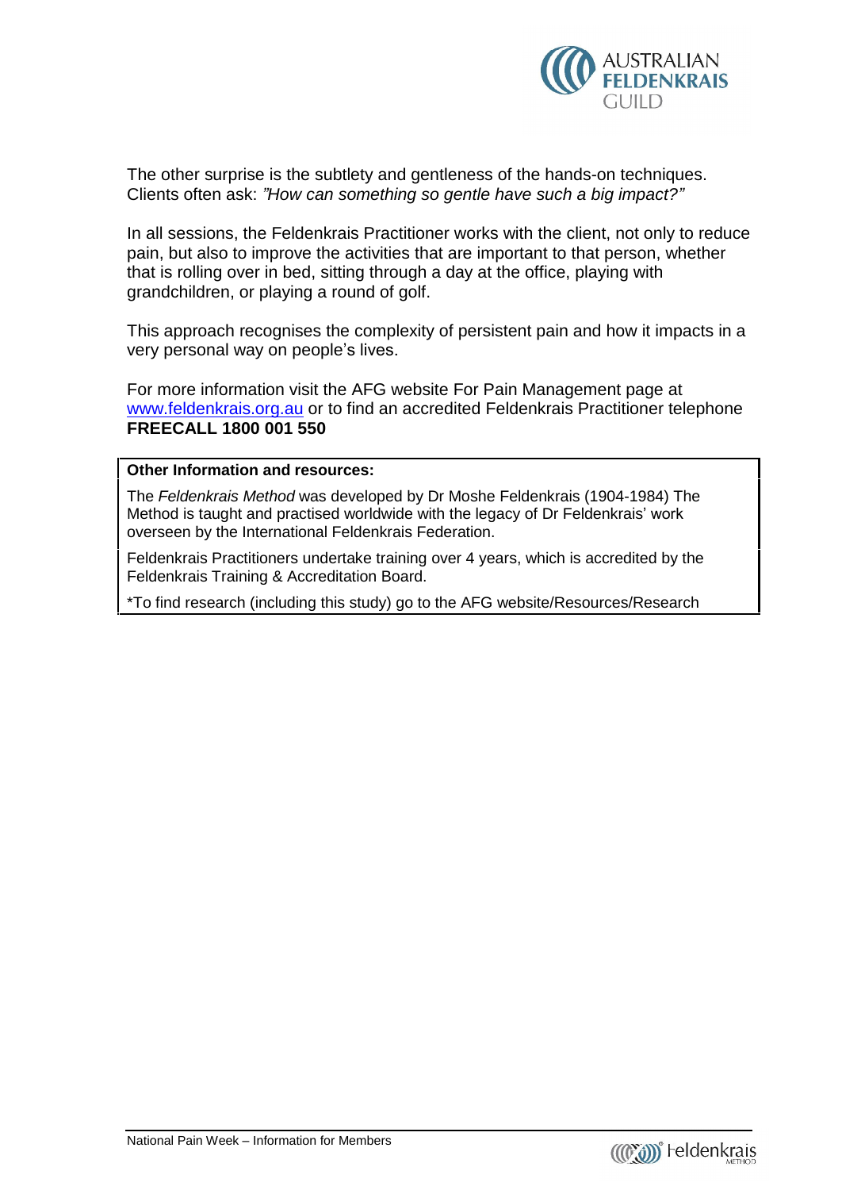The other surprise is the subtlety and gentleness of the hands-on techniques. Clients often ask: *"How can something so gentle have such a big impact?"*

In all sessions, the Feldenkrais Practitioner works with the client, not only to reduce pain, but also to improve the activities that are important to that person, whether that is rolling over in bed, sitting through a day at the office, playing with grandchildren, or playing a round of golf.

This approach recognises the complexity of persistent pain and how it impacts in a very personal way on people's lives.

For more information visit the AFG website For Pain Management page at www.feldenkrais.org.au or to find an accredited Feldenkrais Practitioner telephone **FREECALL 1800 001 550**

**Other Information and resources:**

The *Feldenkrais Method* was developed by Dr Moshe Feldenkrais (1904-1984) The Method is taught and practised worldwide with the legacy of Dr Feldenkrais' work overseen by the International Feldenkrais Federation.

Feldenkrais Practitioners undertake training over 4 years, which is accredited by the Feldenkrais Training & Accreditation Board.

*To find research (including this study) go to the AFG website/Resources/Research